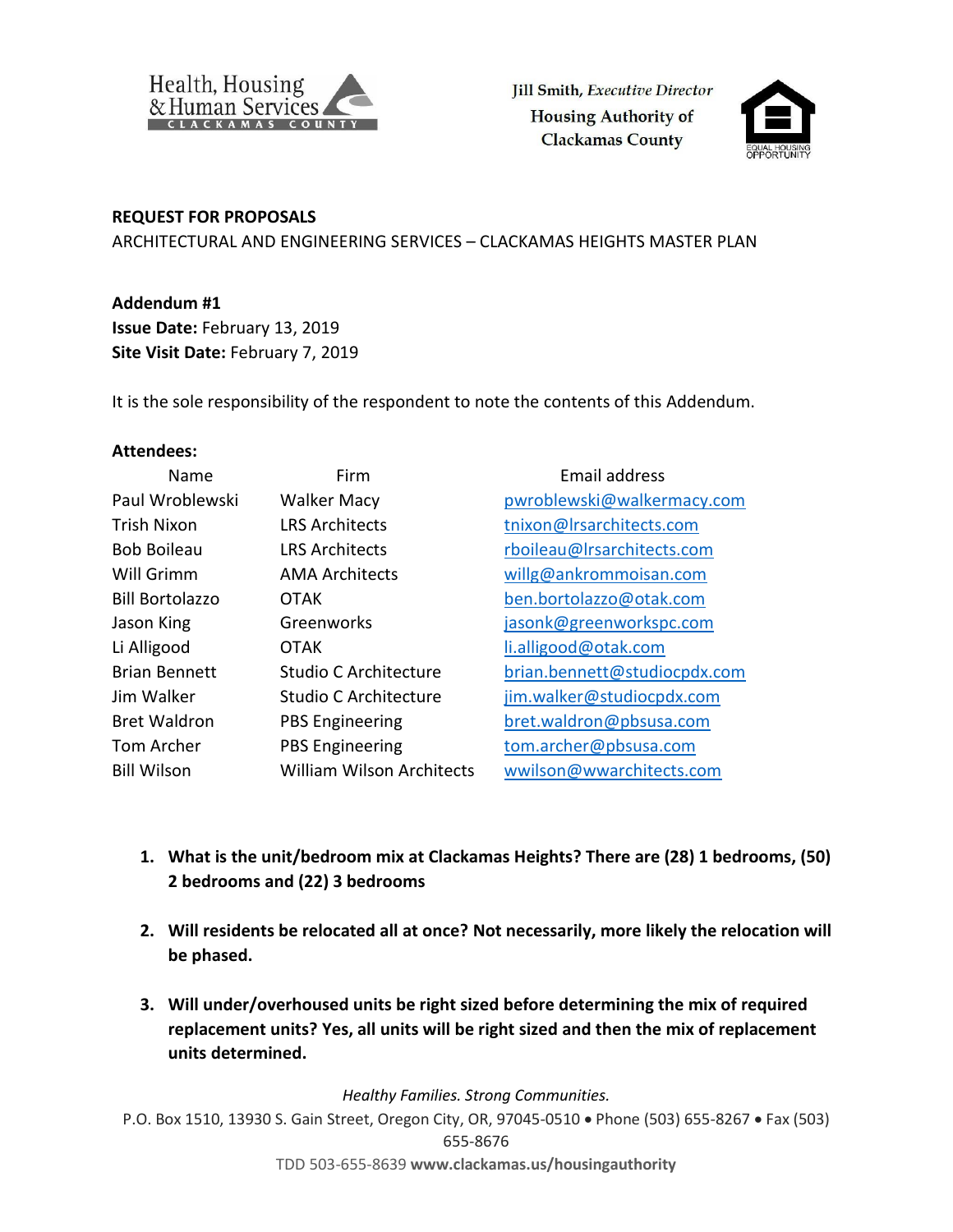Health, Housing & Human Services
CLACKAMAS COUNTY

Jill Smith, *Executive Director*
Housing Authority of Clackamas County

EQUAL HOUSING OPPORTUNITY

**REQUEST FOR PROPOSALS**
ARCHITECTURAL AND ENGINEERING SERVICES – CLACKAMAS HEIGHTS MASTER PLAN

**Addendum #1**
**Issue Date:** February 13, 2019
**Site Visit Date:** February 7, 2019

It is the sole responsibility of the respondent to note the contents of this Addendum.

**Attendees:**

| Name | Firm | Email address |
|---|---|---|
| Paul Wroblewski | Walker Macy | pwroblewski@walkermacy.com |
| Trish Nixon | LRS Architects | tnixon@lrsarchitects.com |
| Bob Boileau | LRS Architects | rboileau@lrsarchitects.com |
| Will Grimm | AMA Architects | willg@ankrommoisan.com |
| Bill Bortolazzo | OTAK | ben.bortolazzo@otak.com |
| Jason King | Greenworks | jasonk@greenworkspc.com |
| Li Alligood | OTAK | li.alligood@otak.com |
| Brian Bennett | Studio C Architecture | brian.bennett@studiocpdx.com |
| Jim Walker | Studio C Architecture | jim.walker@studiocpdx.com |
| Bret Waldron | PBS Engineering | bret.waldron@pbsusa.com |
| Tom Archer | PBS Engineering | tom.archer@pbsusa.com |
| Bill Wilson | William Wilson Architects | wwilson@wwarchitects.com |

1. **What is the unit/bedroom mix at Clackamas Heights? There are (28) 1 bedrooms, (50) 2 bedrooms and (22) 3 bedrooms**

2. **Will residents be relocated all at once? Not necessarily, more likely the relocation will be phased.**

3. **Will under/overhoused units be right sized before determining the mix of required replacement units? Yes, all units will be right sized and then the mix of replacement units determined.**

*Healthy Families. Strong Communities.*
P.O. Box 1510, 13930 S. Gain Street, Oregon City, OR, 97045-0510 • Phone (503) 655-8267 • Fax (503) 655-8676
TDD 503-655-8639 **www.clackamas.us/housingauthority**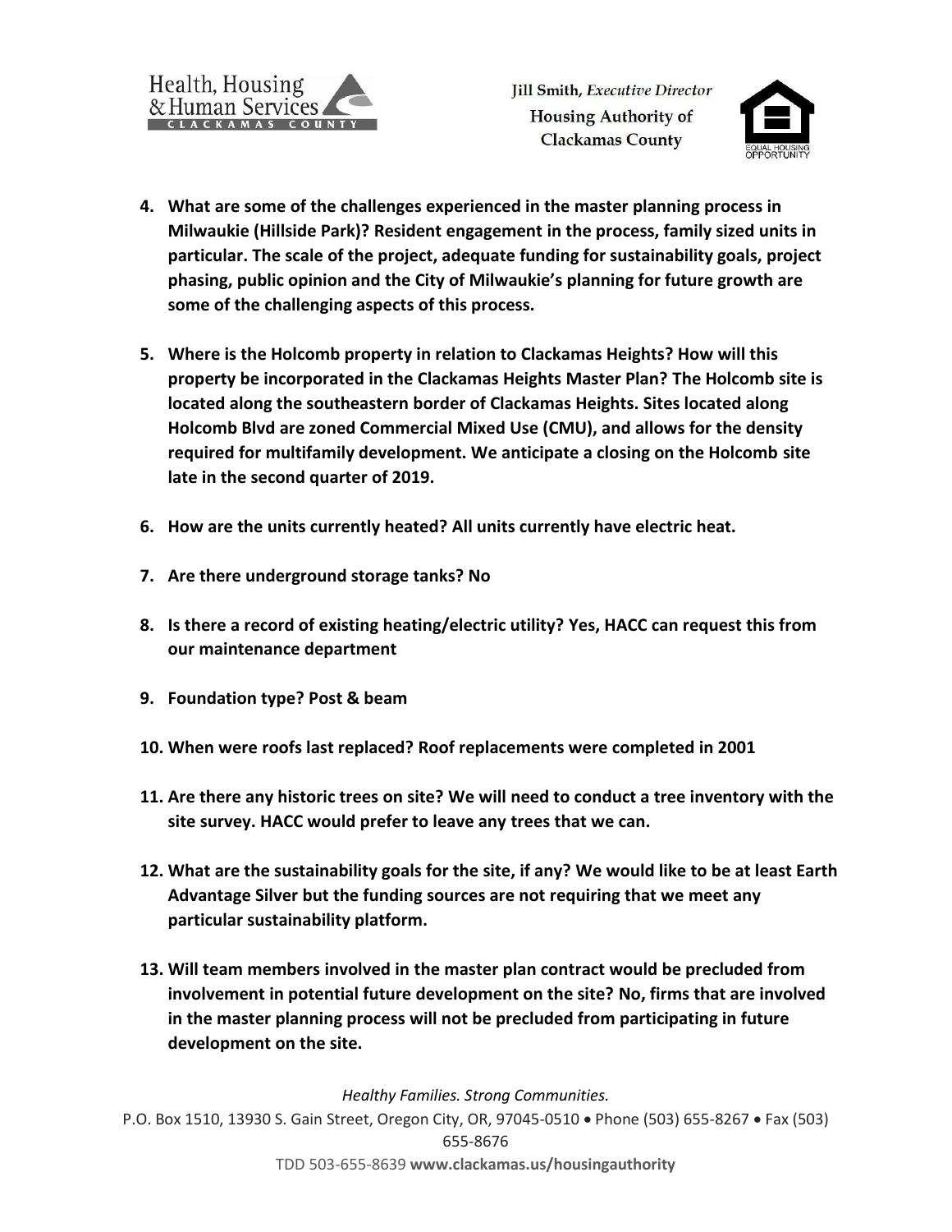4. **What are some of the challenges experienced in the master planning process in Milwaukie (Hillside Park)? Resident engagement in the process, family sized units in particular. The scale of the project, adequate funding for sustainability goals, project phasing, public opinion and the City of Milwaukie's planning for future growth are some of the challenging aspects of this process.**

5. **Where is the Holcomb property in relation to Clackamas Heights? How will this property be incorporated in the Clackamas Heights Master Plan? The Holcomb site is located along the southeastern border of Clackamas Heights. Sites located along Holcomb Blvd are zoned Commercial Mixed Use (CMU), and allows for the density required for multifamily development. We anticipate a closing on the Holcomb site late in the second quarter of 2019.**

6. **How are the units currently heated? All units currently have electric heat.**

7. **Are there underground storage tanks? No**

8. **Is there a record of existing heating/electric utility? Yes, HACC can request this from our maintenance department**

9. **Foundation type? Post & beam**

10. **When were roofs last replaced? Roof replacements were completed in 2001**

11. **Are there any historic trees on site? We will need to conduct a tree inventory with the site survey. HACC would prefer to leave any trees that we can.**

12. **What are the sustainability goals for the site, if any? We would like to be at least Earth Advantage Silver but the funding sources are not requiring that we meet any particular sustainability platform.**

13. **Will team members involved in the master plan contract would be precluded from involvement in potential future development on the site? No, firms that are involved in the master planning process will not be precluded from participating in future development on the site.**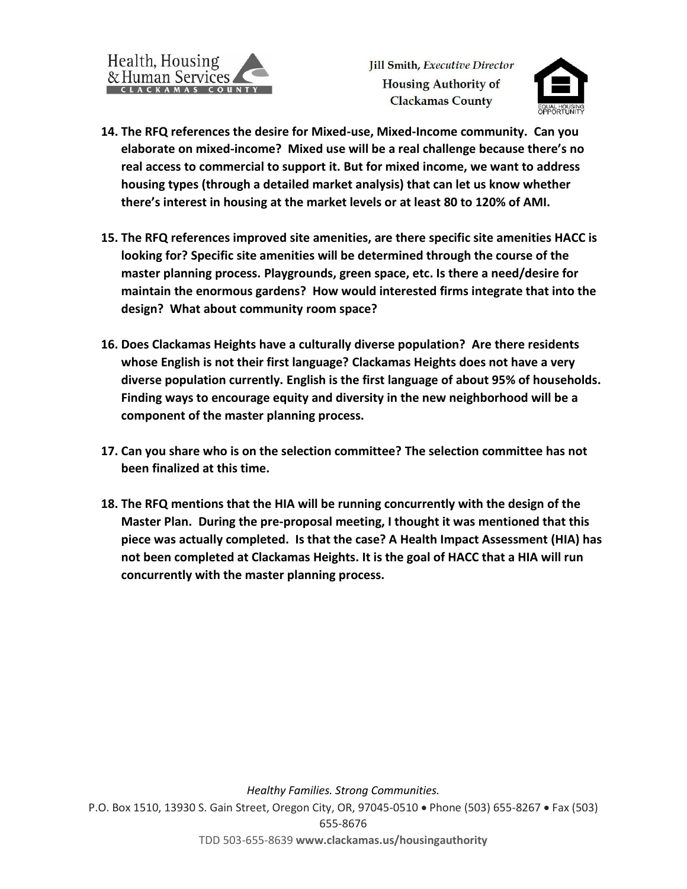14. **The RFQ references the desire for Mixed-use, Mixed-Income community. Can you elaborate on mixed-income? Mixed use will be a real challenge because there's no real access to commercial to support it. But for mixed income, we want to address housing types (through a detailed market analysis) that can let us know whether there's interest in housing at the market levels or at least 80 to 120% of AMI.**

15. **The RFQ references improved site amenities, are there specific site amenities HACC is looking for? Specific site amenities will be determined through the course of the master planning process. Playgrounds, green space, etc. Is there a need/desire for maintain the enormous gardens? How would interested firms integrate that into the design? What about community room space?**

16. **Does Clackamas Heights have a culturally diverse population? Are there residents whose English is not their first language? Clackamas Heights does not have a very diverse population currently. English is the first language of about 95% of households. Finding ways to encourage equity and diversity in the new neighborhood will be a component of the master planning process.**

17. **Can you share who is on the selection committee? The selection committee has not been finalized at this time.**

18. **The RFQ mentions that the HIA will be running concurrently with the design of the Master Plan. During the pre-proposal meeting, I thought it was mentioned that this piece was actually completed. Is that the case? A Health Impact Assessment (HIA) has not been completed at Clackamas Heights. It is the goal of HACC that a HIA will run concurrently with the master planning process.**